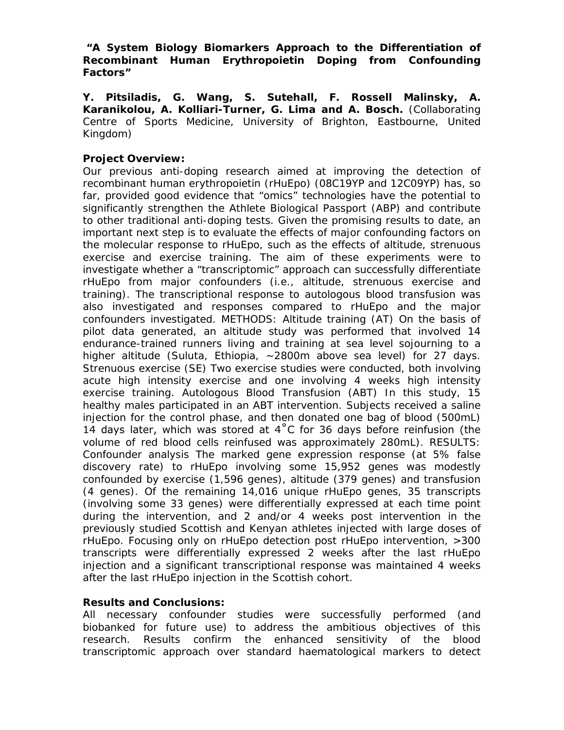**"A System Biology Biomarkers Approach to the Differentiation of Recombinant Human Erythropoietin Doping from Confounding Factors"**

**Y. Pitsiladis, G. Wang, S. Sutehall, F. Rossell Malinsky, A. Karanikolou, A. Kolliari-Turner, G. Lima and A. Bosch.** (Collaborating Centre of Sports Medicine, University of Brighton, Eastbourne, United Kingdom)

**Project Overview:**

Our previous anti-doping research aimed at improving the detection of recombinant human erythropoietin (rHuEpo) (08C19YP and 12C09YP) has, so far, provided good evidence that "omics" technologies have the potential to significantly strengthen the Athlete Biological Passport (ABP) and contribute to other traditional anti-doping tests. Given the promising results to date, an important next step is to evaluate the effects of major confounding factors on the molecular response to rHuEpo, such as the effects of altitude, strenuous exercise and exercise training. The aim of these experiments were to investigate whether a "transcriptomic" approach can successfully differentiate rHuEpo from major confounders (i.e., altitude, strenuous exercise and training). The transcriptional response to autologous blood transfusion was also investigated and responses compared to rHuEpo and the major confounders investigated. METHODS: Altitude training (AT) On the basis of pilot data generated, an altitude study was performed that involved 14 endurance-trained runners living and training at sea level sojourning to a higher altitude (Suluta, Ethiopia, ~2800m above sea level) for 27 days. Strenuous exercise (SE) Two exercise studies were conducted, both involving acute high intensity exercise and one involving 4 weeks high intensity exercise training. Autologous Blood Transfusion (ABT) In this study, 15 healthy males participated in an ABT intervention. Subjects received a saline injection for the control phase, and then donated one bag of blood (500mL) 14 days later, which was stored at 4°C for 36 days before reinfusion (the volume of red blood cells reinfused was approximately 280mL). RESULTS: Confounder analysis The marked gene expression response (at 5% false discovery rate) to rHuEpo involving some 15,952 genes was modestly confounded by exercise (1,596 genes), altitude (379 genes) and transfusion (4 genes). Of the remaining 14,016 unique rHuEpo genes, 35 transcripts (involving some 33 genes) were differentially expressed at each time point during the intervention, and 2 and/or 4 weeks post intervention in the previously studied Scottish and Kenyan athletes injected with large doses of rHuEpo. Focusing only on rHuEpo detection post rHuEpo intervention, >300 transcripts were differentially expressed 2 weeks after the last rHuEpo injection and a significant transcriptional response was maintained 4 weeks after the last rHuEpo injection in the Scottish cohort.

**Results and Conclusions:**

All necessary confounder studies were successfully performed (and biobanked for future use) to address the ambitious objectives of this research. Results confirm the enhanced sensitivity of the blood transcriptomic approach over standard haematological markers to detect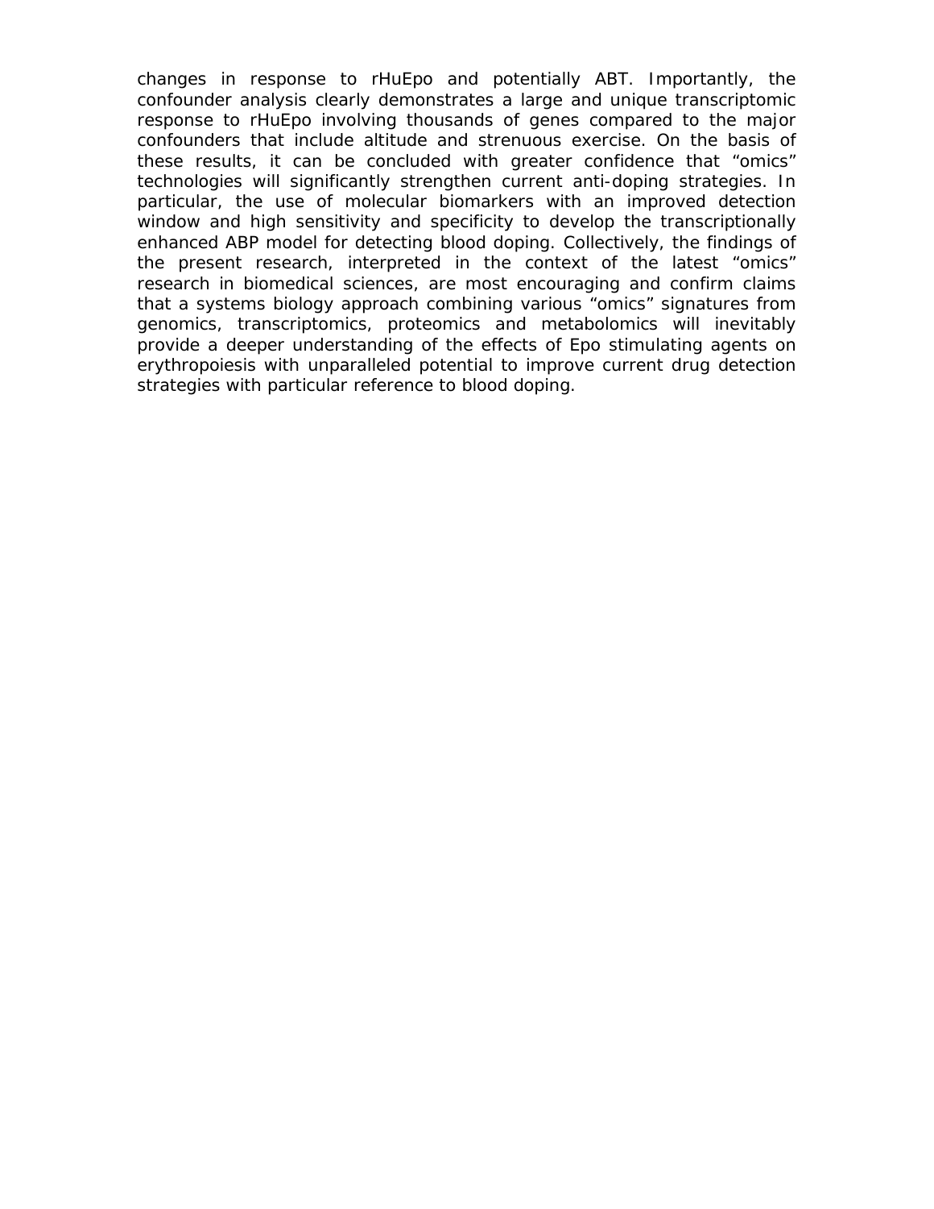changes in response to rHuEpo and potentially ABT. Importantly, the confounder analysis clearly demonstrates a large and unique transcriptomic response to rHuEpo involving thousands of genes compared to the major confounders that include altitude and strenuous exercise. On the basis of these results, it can be concluded with greater confidence that "omics" technologies will significantly strengthen current anti-doping strategies. In particular, the use of molecular biomarkers with an improved detection window and high sensitivity and specificity to develop the transcriptionally enhanced ABP model for detecting blood doping. Collectively, the findings of the present research, interpreted in the context of the latest "omics" research in biomedical sciences, are most encouraging and confirm claims that a systems biology approach combining various "omics" signatures from genomics, transcriptomics, proteomics and metabolomics will inevitably provide a deeper understanding of the effects of Epo stimulating agents on erythropoiesis with unparalleled potential to improve current drug detection strategies with particular reference to blood doping.